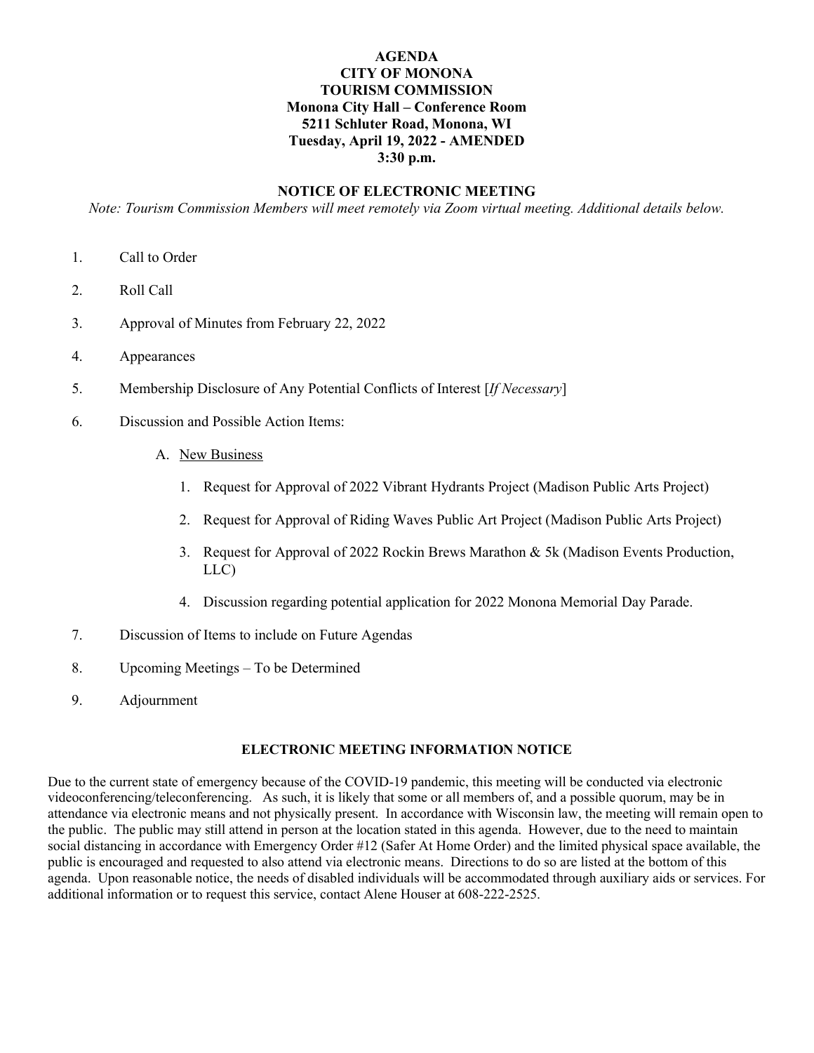# AGENDA
# CITY OF MONONA
# TOURISM COMMISSION

**Monona City Hall – Conference Room**
**5211 Schluter Road, Monona, WI**
**Tuesday, April 19, 2022 - AMENDED**
**3:30 p.m.**

## NOTICE OF ELECTRONIC MEETING

*Note: Tourism Commission Members will meet remotely via Zoom virtual meeting. Additional details below.*

1. Call to Order
2. Roll Call
3. Approval of Minutes from February 22, 2022
4. Appearances
5. Membership Disclosure of Any Potential Conflicts of Interest [*If Necessary*]
6. Discussion and Possible Action Items:
   - A. New Business
     1. Request for Approval of 2022 Vibrant Hydrants Project (Madison Public Arts Project)
     2. Request for Approval of Riding Waves Public Art Project (Madison Public Arts Project)
     3. Request for Approval of 2022 Rockin Brews Marathon & 5k (Madison Events Production, LLC)
     4. Discussion regarding potential application for 2022 Monona Memorial Day Parade.
7. Discussion of Items to include on Future Agendas
8. Upcoming Meetings – To be Determined
9. Adjournment

## ELECTRONIC MEETING INFORMATION NOTICE

Due to the current state of emergency because of the COVID-19 pandemic, this meeting will be conducted via electronic videoconferencing/teleconferencing. As such, it is likely that some or all members of, and a possible quorum, may be in attendance via electronic means and not physically present. In accordance with Wisconsin law, the meeting will remain open to the public. The public may still attend in person at the location stated in this agenda. However, due to the need to maintain social distancing in accordance with Emergency Order #12 (Safer At Home Order) and the limited physical space available, the public is encouraged and requested to also attend via electronic means. Directions to do so are listed at the bottom of this agenda. Upon reasonable notice, the needs of disabled individuals will be accommodated through auxiliary aids or services. For additional information or to request this service, contact Alene Houser at 608-222-2525.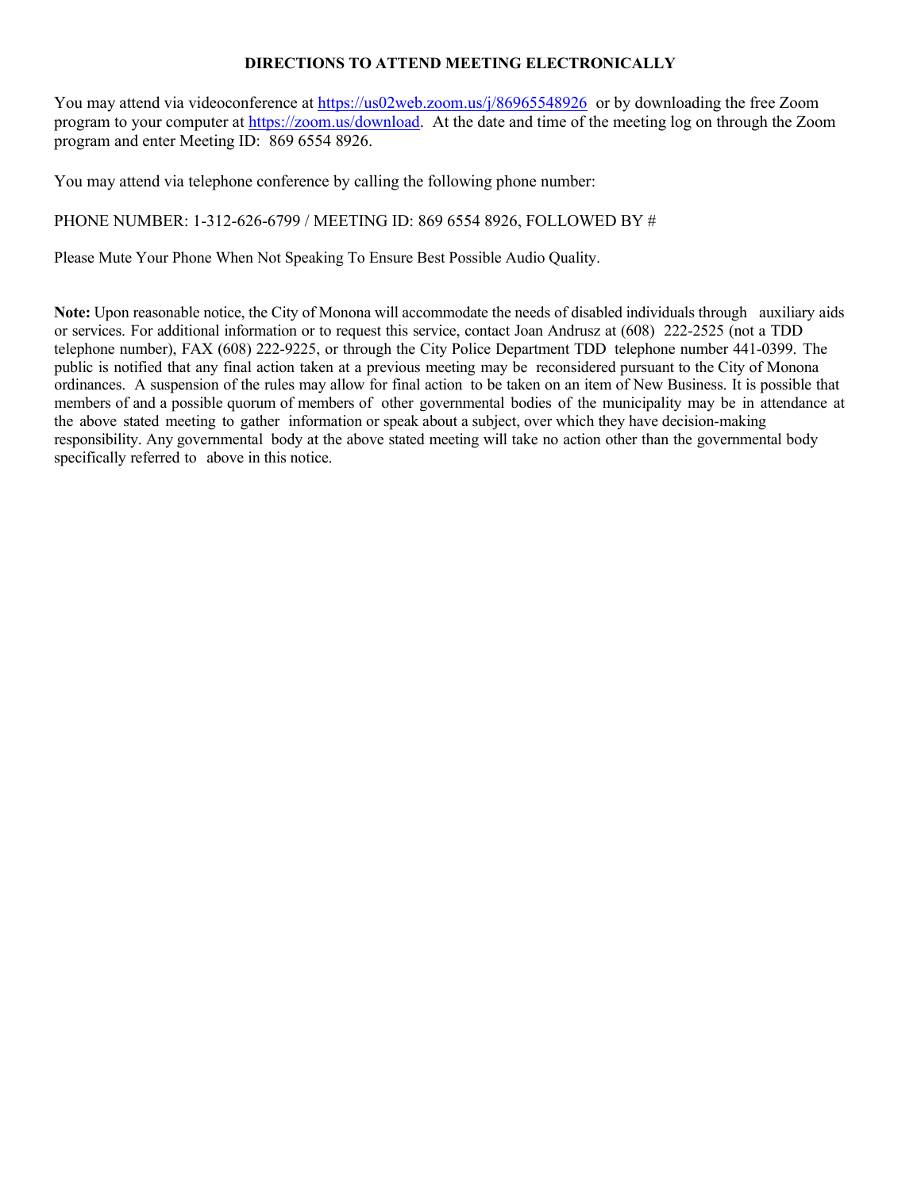**DIRECTIONS TO ATTEND MEETING ELECTRONICALLY**

You may attend via videoconference at https://us02web.zoom.us/j/86965548926 or by downloading the free Zoom program to your computer at https://zoom.us/download. At the date and time of the meeting log on through the Zoom program and enter Meeting ID: 869 6554 8926.

You may attend via telephone conference by calling the following phone number:

PHONE NUMBER: 1-312-626-6799 / MEETING ID: 869 6554 8926, FOLLOWED BY #

Please Mute Your Phone When Not Speaking To Ensure Best Possible Audio Quality.

**Note:** Upon reasonable notice, the City of Monona will accommodate the needs of disabled individuals through auxiliary aids or services. For additional information or to request this service, contact Joan Andrusz at (608) 222-2525 (not a TDD telephone number), FAX (608) 222-9225, or through the City Police Department TDD telephone number 441-0399. The public is notified that any final action taken at a previous meeting may be reconsidered pursuant to the City of Monona ordinances. A suspension of the rules may allow for final action to be taken on an item of New Business. It is possible that members of and a possible quorum of members of other governmental bodies of the municipality may be in attendance at the above stated meeting to gather information or speak about a subject, over which they have decision-making responsibility. Any governmental body at the above stated meeting will take no action other than the governmental body specifically referred to above in this notice.